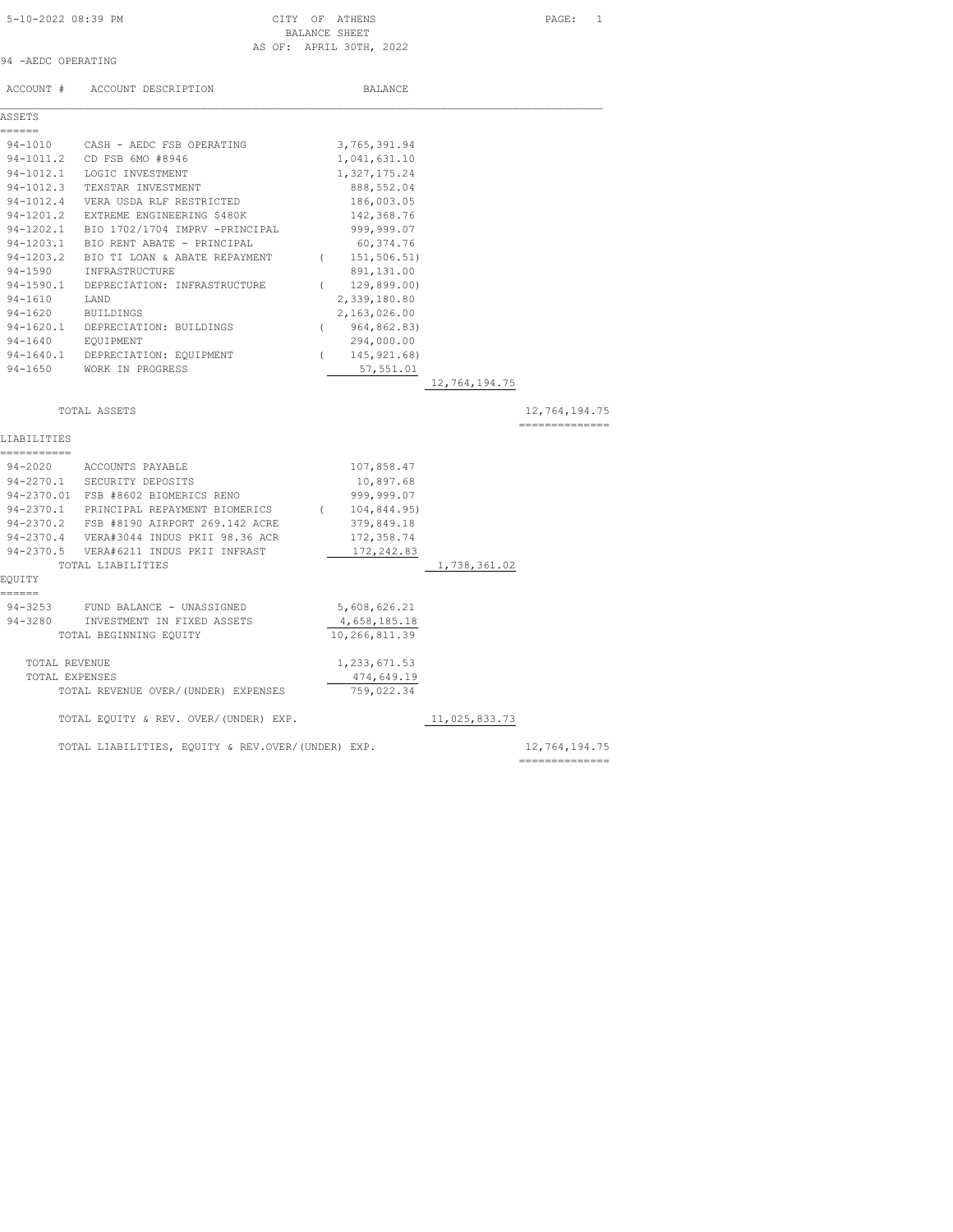5-10-2022 08:39 PM

# CITY OF ATHENS
## BALANCE SHEET
### AS OF: APRIL 30TH, 2022

94 -AEDC OPERATING

| ACCOUNT # | ACCOUNT DESCRIPTION | BALANCE | | |
|---|---|---|---|---|
| **ASSETS** | | | | |
| 94-1010 | CASH - AEDC FSB OPERATING | 3,765,391.94 | | |
| 94-1011.2 | CD FSB 6MO #8946 | 1,041,631.10 | | |
| 94-1012.1 | LOGIC INVESTMENT | 1,327,175.24 | | |
| 94-1012.3 | TEXSTAR INVESTMENT | 888,552.04 | | |
| 94-1012.4 | VERA USDA RLF RESTRICTED | 186,003.05 | | |
| 94-1201.2 | EXTREME ENGINEERING $480K | 142,368.76 | | |
| 94-1202.1 | BIO 1702/1704 IMPRV -PRINCIPAL | 999,999.07 | | |
| 94-1203.1 | BIO RENT ABATE - PRINCIPAL | 60,374.76 | | |
| 94-1203.2 | BIO TI LOAN & ABATE REPAYMENT | ( 151,506.51) | | |
| 94-1590 | INFRASTRUCTURE | 891,131.00 | | |
| 94-1590.1 | DEPRECIATION: INFRASTRUCTURE | ( 129,899.00) | | |
| 94-1610 | LAND | 2,339,180.80 | | |
| 94-1620 | BUILDINGS | 2,163,026.00 | | |
| 94-1620.1 | DEPRECIATION: BUILDINGS | ( 964,862.83) | | |
| 94-1640 | EQUIPMENT | 294,000.00 | | |
| 94-1640.1 | DEPRECIATION: EQUIPMENT | ( 145,921.68) | | |
| 94-1650 | WORK IN PROGRESS | 57,551.01 | | |
| | | | 12,764,194.75 | |
| | TOTAL ASSETS | | | 12,764,194.75 |
| **LIABILITIES** | | | | |
| 94-2020 | ACCOUNTS PAYABLE | 107,858.47 | | |
| 94-2270.1 | SECURITY DEPOSITS | 10,897.68 | | |
| 94-2370.01 | FSB #8602 BIOMERICS RENO | 999,999.07 | | |
| 94-2370.1 | PRINCIPAL REPAYMENT BIOMERICS | ( 104,844.95) | | |
| 94-2370.2 | FSB #8190 AIRPORT 269.142 ACRE | 379,849.18 | | |
| 94-2370.4 | VERA#3044 INDUS PKII 98.36 ACR | 172,358.74 | | |
| 94-2370.5 | VERA#6211 INDUS PKII INFRAST | 172,242.83 | | |
| | TOTAL LIABILITIES | | 1,738,361.02 | |
| **EQUITY** | | | | |
| 94-3253 | FUND BALANCE - UNASSIGNED | 5,608,626.21 | | |
| 94-3280 | INVESTMENT IN FIXED ASSETS | 4,658,185.18 | | |
| | TOTAL BEGINNING EQUITY | 10,266,811.39 | | |
| | TOTAL REVENUE | 1,233,671.53 | | |
| | TOTAL EXPENSES | 474,649.19 | | |
| | TOTAL REVENUE OVER/(UNDER) EXPENSES | 759,022.34 | | |
| | TOTAL EQUITY & REV. OVER/(UNDER) EXP. | | 11,025,833.73 | |
| | TOTAL LIABILITIES, EQUITY & REV.OVER/(UNDER) EXP. | | | 12,764,194.75 |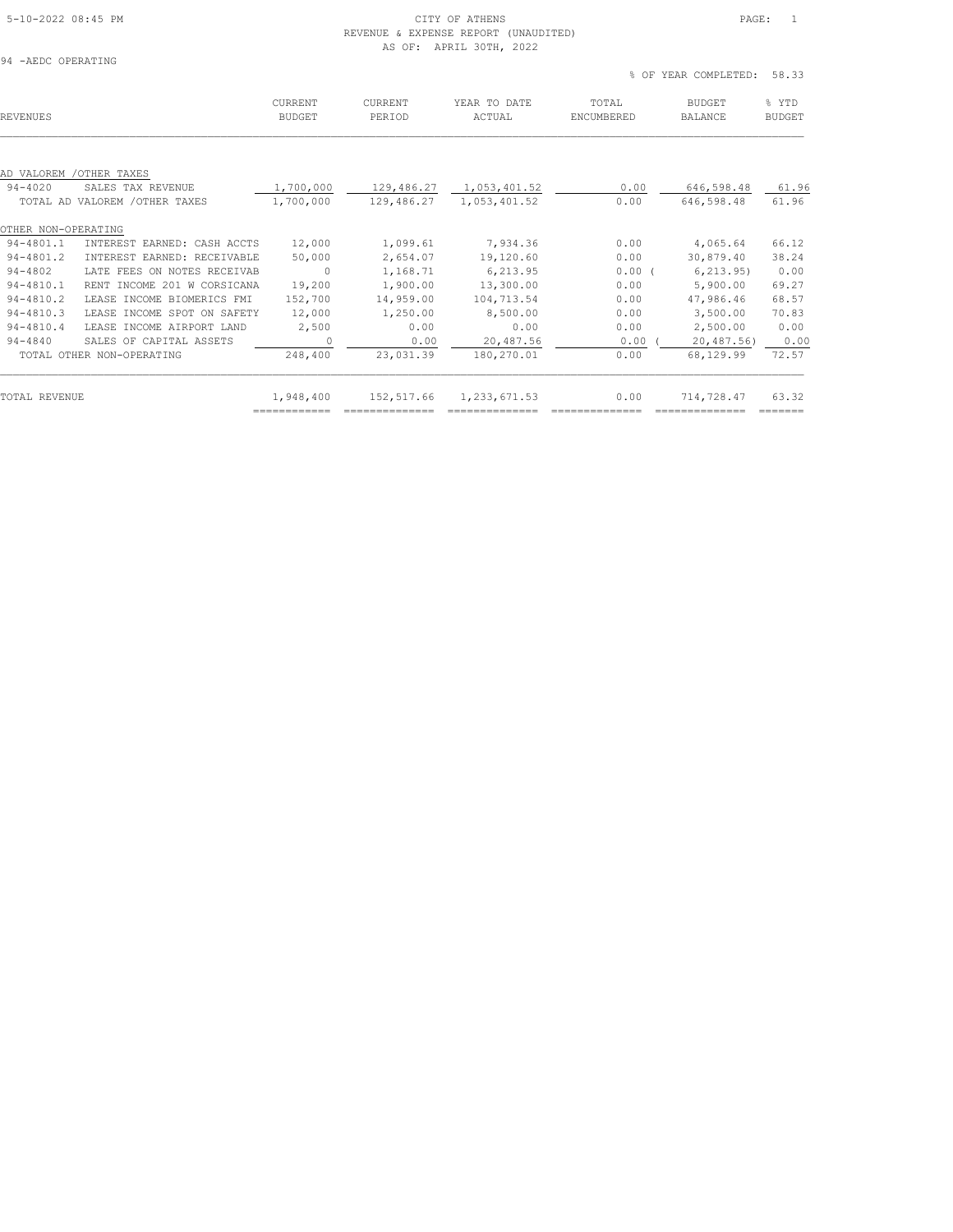CITY OF ATHENS
REVENUE & EXPENSE REPORT (UNAUDITED)
AS OF: APRIL 30TH, 2022

94 -AEDC OPERATING

% OF YEAR COMPLETED: 58.33

| REVENUES | | CURRENT BUDGET | CURRENT PERIOD | YEAR TO DATE ACTUAL | TOTAL ENCUMBERED | BUDGET BALANCE | % YTD BUDGET |
|---|---|---|---|---|---|---|---|
| AD VALOREM /OTHER TAXES | | | | | | | |
| 94-4020 | SALES TAX REVENUE | 1,700,000 | 129,486.27 | 1,053,401.52 | 0.00 | 646,598.48 | 61.96 |
| | TOTAL AD VALOREM /OTHER TAXES | 1,700,000 | 129,486.27 | 1,053,401.52 | 0.00 | 646,598.48 | 61.96 |
| OTHER NON-OPERATING | | | | | | | |
| 94-4801.1 | INTEREST EARNED: CASH ACCTS | 12,000 | 1,099.61 | 7,934.36 | 0.00 | 4,065.64 | 66.12 |
| 94-4801.2 | INTEREST EARNED: RECEIVABLE | 50,000 | 2,654.07 | 19,120.60 | 0.00 | 30,879.40 | 38.24 |
| 94-4802 | LATE FEES ON NOTES RECEIVAB | 0 | 1,168.71 | 6,213.95 | 0.00 | ( 6,213.95) | 0.00 |
| 94-4810.1 | RENT INCOME 201 W CORSICANA | 19,200 | 1,900.00 | 13,300.00 | 0.00 | 5,900.00 | 69.27 |
| 94-4810.2 | LEASE INCOME BIOMERICS FMI | 152,700 | 14,959.00 | 104,713.54 | 0.00 | 47,986.46 | 68.57 |
| 94-4810.3 | LEASE INCOME SPOT ON SAFETY | 12,000 | 1,250.00 | 8,500.00 | 0.00 | 3,500.00 | 70.83 |
| 94-4810.4 | LEASE INCOME AIRPORT LAND | 2,500 | 0.00 | 0.00 | 0.00 | 2,500.00 | 0.00 |
| 94-4840 | SALES OF CAPITAL ASSETS | 0 | 0.00 | 20,487.56 | 0.00 | ( 20,487.56) | 0.00 |
| | TOTAL OTHER NON-OPERATING | 248,400 | 23,031.39 | 180,270.01 | 0.00 | 68,129.99 | 72.57 |
| TOTAL REVENUE | | 1,948,400 | 152,517.66 | 1,233,671.53 | 0.00 | 714,728.47 | 63.32 |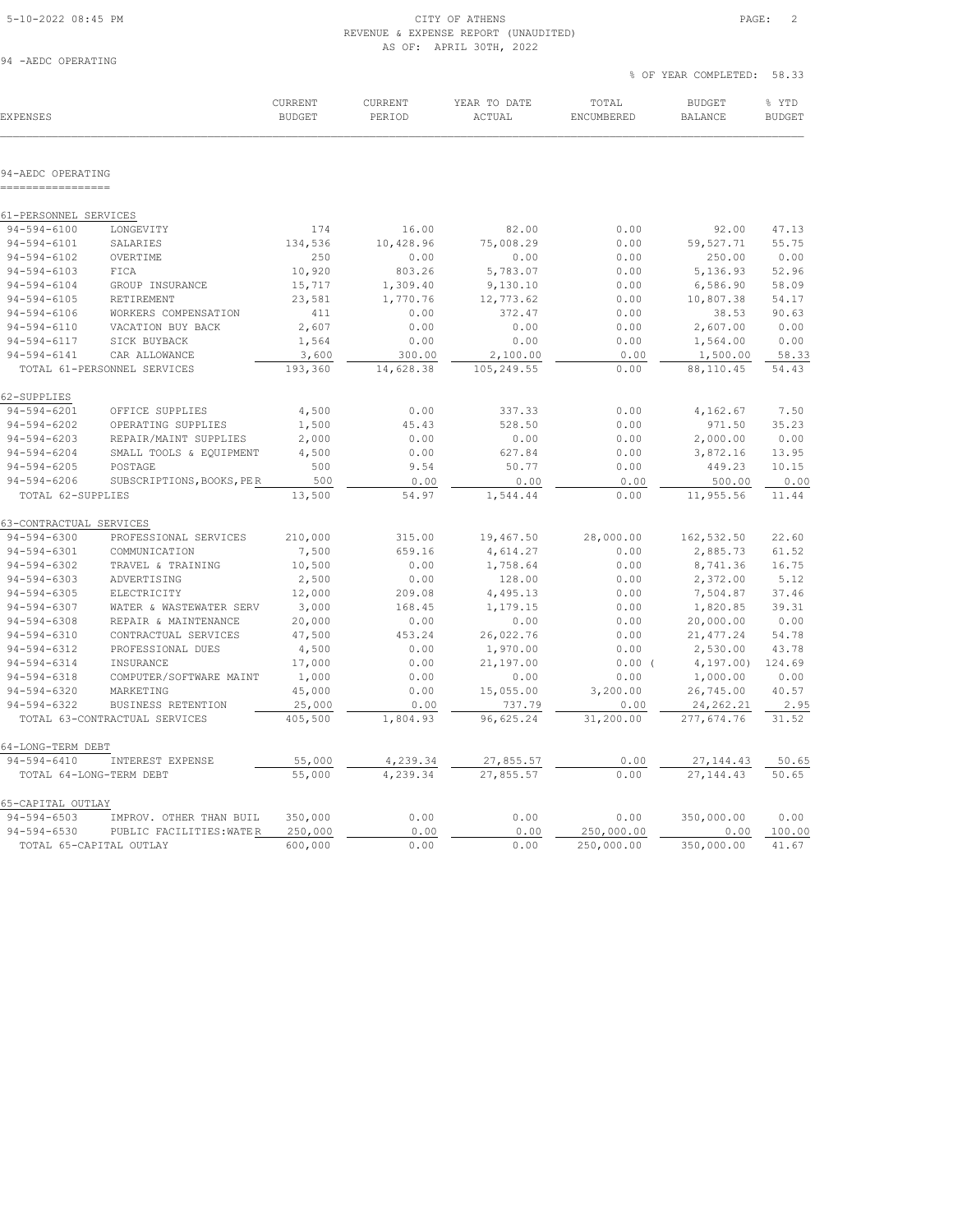CITY OF ATHENS
REVENUE & EXPENSE REPORT (UNAUDITED)
AS OF: APRIL 30TH, 2022

94 -AEDC OPERATING

% OF YEAR COMPLETED: 58.33

## 94-AEDC OPERATING

| EXPENSES | | CURRENT BUDGET | CURRENT PERIOD | YEAR TO DATE ACTUAL | TOTAL ENCUMBERED | BUDGET BALANCE | % YTD BUDGET |
|---|---|---|---|---|---|---|---|
| **61-PERSONNEL SERVICES** | | | | | | | |
| 94-594-6100 | LONGEVITY | 174 | 16.00 | 82.00 | 0.00 | 92.00 | 47.13 |
| 94-594-6101 | SALARIES | 134,536 | 10,428.96 | 75,008.29 | 0.00 | 59,527.71 | 55.75 |
| 94-594-6102 | OVERTIME | 250 | 0.00 | 0.00 | 0.00 | 250.00 | 0.00 |
| 94-594-6103 | FICA | 10,920 | 803.26 | 5,783.07 | 0.00 | 5,136.93 | 52.96 |
| 94-594-6104 | GROUP INSURANCE | 15,717 | 1,309.40 | 9,130.10 | 0.00 | 6,586.90 | 58.09 |
| 94-594-6105 | RETIREMENT | 23,581 | 1,770.76 | 12,773.62 | 0.00 | 10,807.38 | 54.17 |
| 94-594-6106 | WORKERS COMPENSATION | 411 | 0.00 | 372.47 | 0.00 | 38.53 | 90.63 |
| 94-594-6110 | VACATION BUY BACK | 2,607 | 0.00 | 0.00 | 0.00 | 2,607.00 | 0.00 |
| 94-594-6117 | SICK BUYBACK | 1,564 | 0.00 | 0.00 | 0.00 | 1,564.00 | 0.00 |
| 94-594-6141 | CAR ALLOWANCE | 3,600 | 300.00 | 2,100.00 | 0.00 | 1,500.00 | 58.33 |
| TOTAL 61-PERSONNEL SERVICES | | 193,360 | 14,628.38 | 105,249.55 | 0.00 | 88,110.45 | 54.43 |
| **62-SUPPLIES** | | | | | | | |
| 94-594-6201 | OFFICE SUPPLIES | 4,500 | 0.00 | 337.33 | 0.00 | 4,162.67 | 7.50 |
| 94-594-6202 | OPERATING SUPPLIES | 1,500 | 45.43 | 528.50 | 0.00 | 971.50 | 35.23 |
| 94-594-6203 | REPAIR/MAINT SUPPLIES | 2,000 | 0.00 | 0.00 | 0.00 | 2,000.00 | 0.00 |
| 94-594-6204 | SMALL TOOLS & EQUIPMENT | 4,500 | 0.00 | 627.84 | 0.00 | 3,872.16 | 13.95 |
| 94-594-6205 | POSTAGE | 500 | 9.54 | 50.77 | 0.00 | 449.23 | 10.15 |
| 94-594-6206 | SUBSCRIPTIONS,BOOKS,PER | 500 | 0.00 | 0.00 | 0.00 | 500.00 | 0.00 |
| TOTAL 62-SUPPLIES | | 13,500 | 54.97 | 1,544.44 | 0.00 | 11,955.56 | 11.44 |
| **63-CONTRACTUAL SERVICES** | | | | | | | |
| 94-594-6300 | PROFESSIONAL SERVICES | 210,000 | 315.00 | 19,467.50 | 28,000.00 | 162,532.50 | 22.60 |
| 94-594-6301 | COMMUNICATION | 7,500 | 659.16 | 4,614.27 | 0.00 | 2,885.73 | 61.52 |
| 94-594-6302 | TRAVEL & TRAINING | 10,500 | 0.00 | 1,758.64 | 0.00 | 8,741.36 | 16.75 |
| 94-594-6303 | ADVERTISING | 2,500 | 0.00 | 128.00 | 0.00 | 2,372.00 | 5.12 |
| 94-594-6305 | ELECTRICITY | 12,000 | 209.08 | 4,495.13 | 0.00 | 7,504.87 | 37.46 |
| 94-594-6307 | WATER & WASTEWATER SERV | 3,000 | 168.45 | 1,179.15 | 0.00 | 1,820.85 | 39.31 |
| 94-594-6308 | REPAIR & MAINTENANCE | 20,000 | 0.00 | 0.00 | 0.00 | 20,000.00 | 0.00 |
| 94-594-6310 | CONTRACTUAL SERVICES | 47,500 | 453.24 | 26,022.76 | 0.00 | 21,477.24 | 54.78 |
| 94-594-6312 | PROFESSIONAL DUES | 4,500 | 0.00 | 1,970.00 | 0.00 | 2,530.00 | 43.78 |
| 94-594-6314 | INSURANCE | 17,000 | 0.00 | 21,197.00 | 0.00 | (4,197.00) | 124.69 |
| 94-594-6318 | COMPUTER/SOFTWARE MAINT | 1,000 | 0.00 | 0.00 | 0.00 | 1,000.00 | 0.00 |
| 94-594-6320 | MARKETING | 45,000 | 0.00 | 15,055.00 | 3,200.00 | 26,745.00 | 40.57 |
| 94-594-6322 | BUSINESS RETENTION | 25,000 | 0.00 | 737.79 | 0.00 | 24,262.21 | 2.95 |
| TOTAL 63-CONTRACTUAL SERVICES | | 405,500 | 1,804.93 | 96,625.24 | 31,200.00 | 277,674.76 | 31.52 |
| **64-LONG-TERM DEBT** | | | | | | | |
| 94-594-6410 | INTEREST EXPENSE | 55,000 | 4,239.34 | 27,855.57 | 0.00 | 27,144.43 | 50.65 |
| TOTAL 64-LONG-TERM DEBT | | 55,000 | 4,239.34 | 27,855.57 | 0.00 | 27,144.43 | 50.65 |
| **65-CAPITAL OUTLAY** | | | | | | | |
| 94-594-6503 | IMPROV. OTHER THAN BUIL | 350,000 | 0.00 | 0.00 | 0.00 | 350,000.00 | 0.00 |
| 94-594-6530 | PUBLIC FACILITIES:WATER | 250,000 | 0.00 | 0.00 | 250,000.00 | 0.00 | 100.00 |
| TOTAL 65-CAPITAL OUTLAY | | 600,000 | 0.00 | 0.00 | 250,000.00 | 350,000.00 | 41.67 |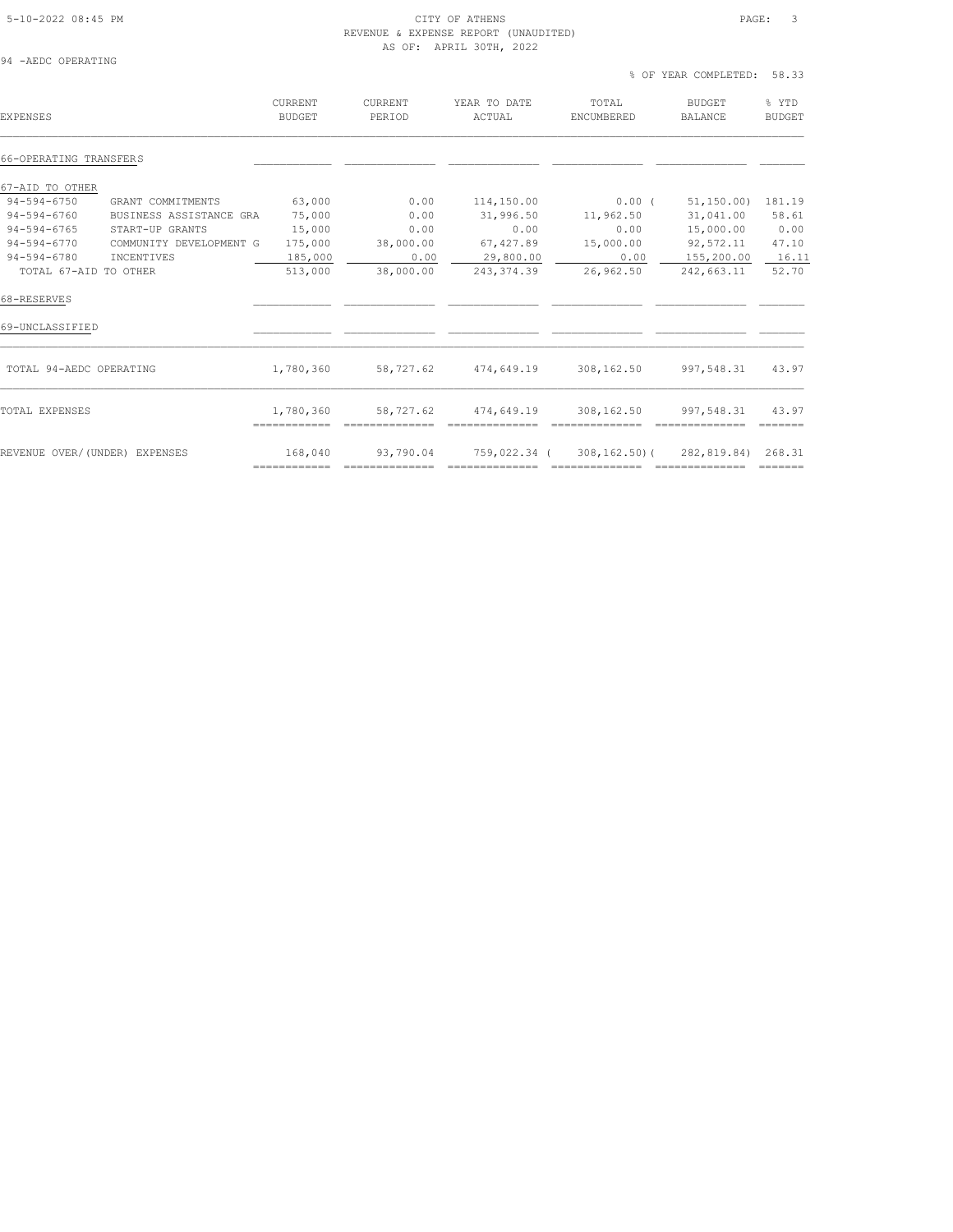CITY OF ATHENS
REVENUE & EXPENSE REPORT (UNAUDITED)
AS OF: APRIL 30TH, 2022

94 -AEDC OPERATING

% OF YEAR COMPLETED: 58.33

| EXPENSES | | CURRENT BUDGET | CURRENT PERIOD | YEAR TO DATE ACTUAL | TOTAL ENCUMBERED | BUDGET BALANCE | % YTD BUDGET |
|---|---|---|---|---|---|---|---|
| 66-OPERATING TRANSFERS | | | | | | | |
| 67-AID TO OTHER | | | | | | | |
| 94-594-6750 | GRANT COMMITMENTS | 63,000 | 0.00 | 114,150.00 | 0.00 | ( 51,150.00) | 181.19 |
| 94-594-6760 | BUSINESS ASSISTANCE GRA | 75,000 | 0.00 | 31,996.50 | 11,962.50 | 31,041.00 | 58.61 |
| 94-594-6765 | START-UP GRANTS | 15,000 | 0.00 | 0.00 | 0.00 | 15,000.00 | 0.00 |
| 94-594-6770 | COMMUNITY DEVELOPMENT G | 175,000 | 38,000.00 | 67,427.89 | 15,000.00 | 92,572.11 | 47.10 |
| 94-594-6780 | INCENTIVES | 185,000 | 0.00 | 29,800.00 | 0.00 | 155,200.00 | 16.11 |
| TOTAL 67-AID TO OTHER | | 513,000 | 38,000.00 | 243,374.39 | 26,962.50 | 242,663.11 | 52.70 |
| 68-RESERVES | | | | | | | |
| 69-UNCLASSIFIED | | | | | | | |
| TOTAL 94-AEDC OPERATING | | 1,780,360 | 58,727.62 | 474,649.19 | 308,162.50 | 997,548.31 | 43.97 |
| TOTAL EXPENSES | | 1,780,360 | 58,727.62 | 474,649.19 | 308,162.50 | 997,548.31 | 43.97 |
| REVENUE OVER/(UNDER) EXPENSES | | 168,040 | 93,790.04 | 759,022.34 | ( 308,162.50) | ( 282,819.84) | 268.31 |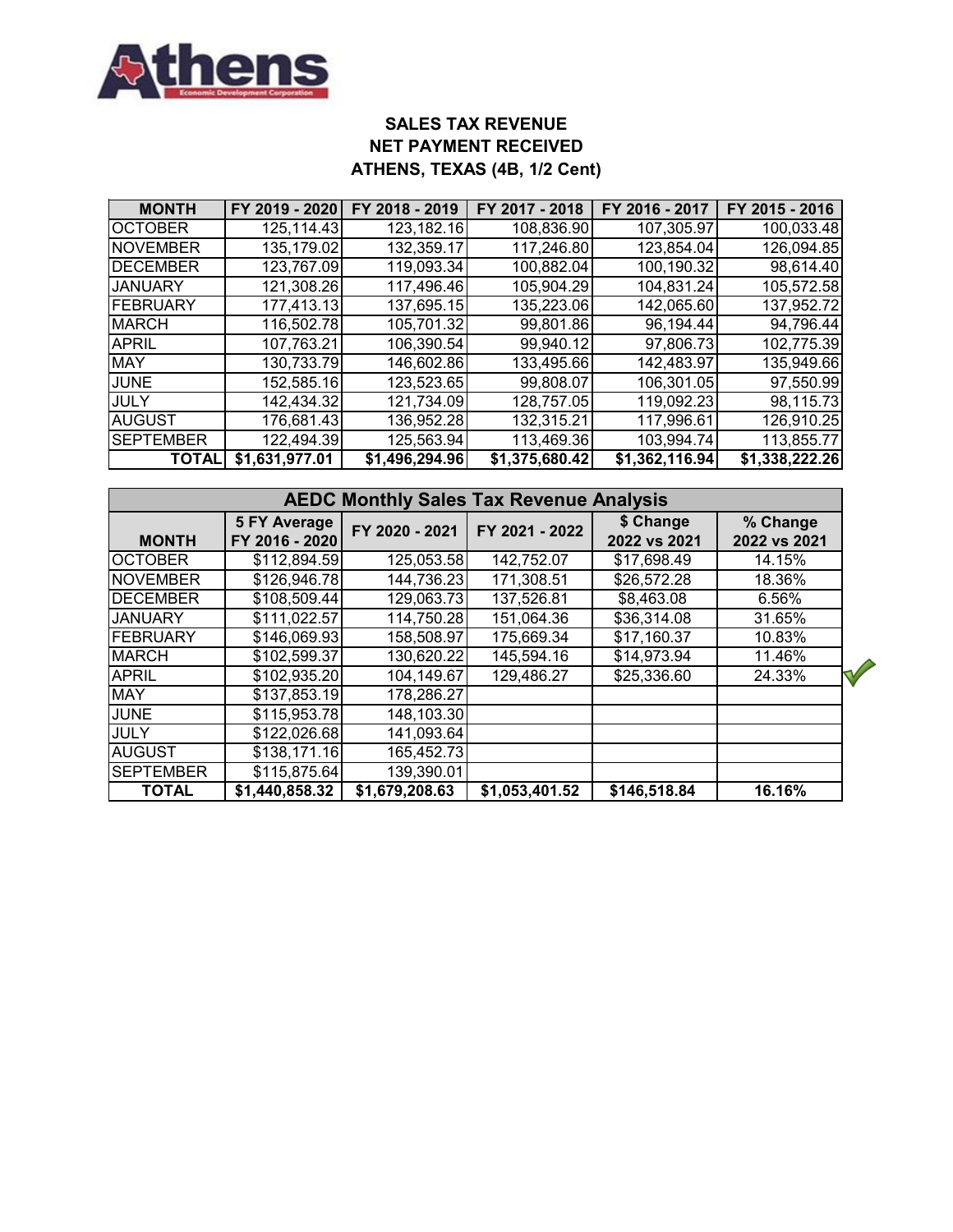# SALES TAX REVENUE
## NET PAYMENT RECEIVED
## ATHENS, TEXAS (4B, 1/2 Cent)

| MONTH | FY 2019 - 2020 | FY 2018 - 2019 | FY 2017 - 2018 | FY 2016 - 2017 | FY 2015 - 2016 |
|---|---|---|---|---|---|
| OCTOBER | 125,114.43 | 123,182.16 | 108,836.90 | 107,305.97 | 100,033.48 |
| NOVEMBER | 135,179.02 | 132,359.17 | 117,246.80 | 123,854.04 | 126,094.85 |
| DECEMBER | 123,767.09 | 119,093.34 | 100,882.04 | 100,190.32 | 98,614.40 |
| JANUARY | 121,308.26 | 117,496.46 | 105,904.29 | 104,831.24 | 105,572.58 |
| FEBRUARY | 177,413.13 | 137,695.15 | 135,223.06 | 142,065.60 | 137,952.72 |
| MARCH | 116,502.78 | 105,701.32 | 99,801.86 | 96,194.44 | 94,796.44 |
| APRIL | 107,763.21 | 106,390.54 | 99,940.12 | 97,806.73 | 102,775.39 |
| MAY | 130,733.79 | 146,602.86 | 133,495.66 | 142,483.97 | 135,949.66 |
| JUNE | 152,585.16 | 123,523.65 | 99,808.07 | 106,301.05 | 97,550.99 |
| JULY | 142,434.32 | 121,734.09 | 128,757.05 | 119,092.23 | 98,115.73 |
| AUGUST | 176,681.43 | 136,952.28 | 132,315.21 | 117,996.61 | 126,910.25 |
| SEPTEMBER | 122,494.39 | 125,563.94 | 113,469.36 | 103,994.74 | 113,855.77 |
| **TOTAL** | **$1,631,977.01** | **$1,496,294.96** | **$1,375,680.42** | **$1,362,116.94** | **$1,338,222.26** |

## AEDC Monthly Sales Tax Revenue Analysis

| MONTH | 5 FY Average FY 2016 - 2020 | FY 2020 - 2021 | FY 2021 - 2022 | $ Change 2022 vs 2021 | % Change 2022 vs 2021 |
|---|---|---|---|---|---|
| OCTOBER | $112,894.59 | 125,053.58 | 142,752.07 | $17,698.49 | 14.15% |
| NOVEMBER | $126,946.78 | 144,736.23 | 171,308.51 | $26,572.28 | 18.36% |
| DECEMBER | $108,509.44 | 129,063.73 | 137,526.81 | $8,463.08 | 6.56% |
| JANUARY | $111,022.57 | 114,750.28 | 151,064.36 | $36,314.08 | 31.65% |
| FEBRUARY | $146,069.93 | 158,508.97 | 175,669.34 | $17,160.37 | 10.83% |
| MARCH | $102,599.37 | 130,620.22 | 145,594.16 | $14,973.94 | 11.46% |
| APRIL | $102,935.20 | 104,149.67 | 129,486.27 | $25,336.60 | 24.33% |
| MAY | $137,853.19 | 178,286.27 | | | |
| JUNE | $115,953.78 | 148,103.30 | | | |
| JULY | $122,026.68 | 141,093.64 | | | |
| AUGUST | $138,171.16 | 165,452.73 | | | |
| SEPTEMBER | $115,875.64 | 139,390.01 | | | |
| **TOTAL** | **$1,440,858.32** | **$1,679,208.63** | **$1,053,401.52** | **$146,518.84** | **16.16%** |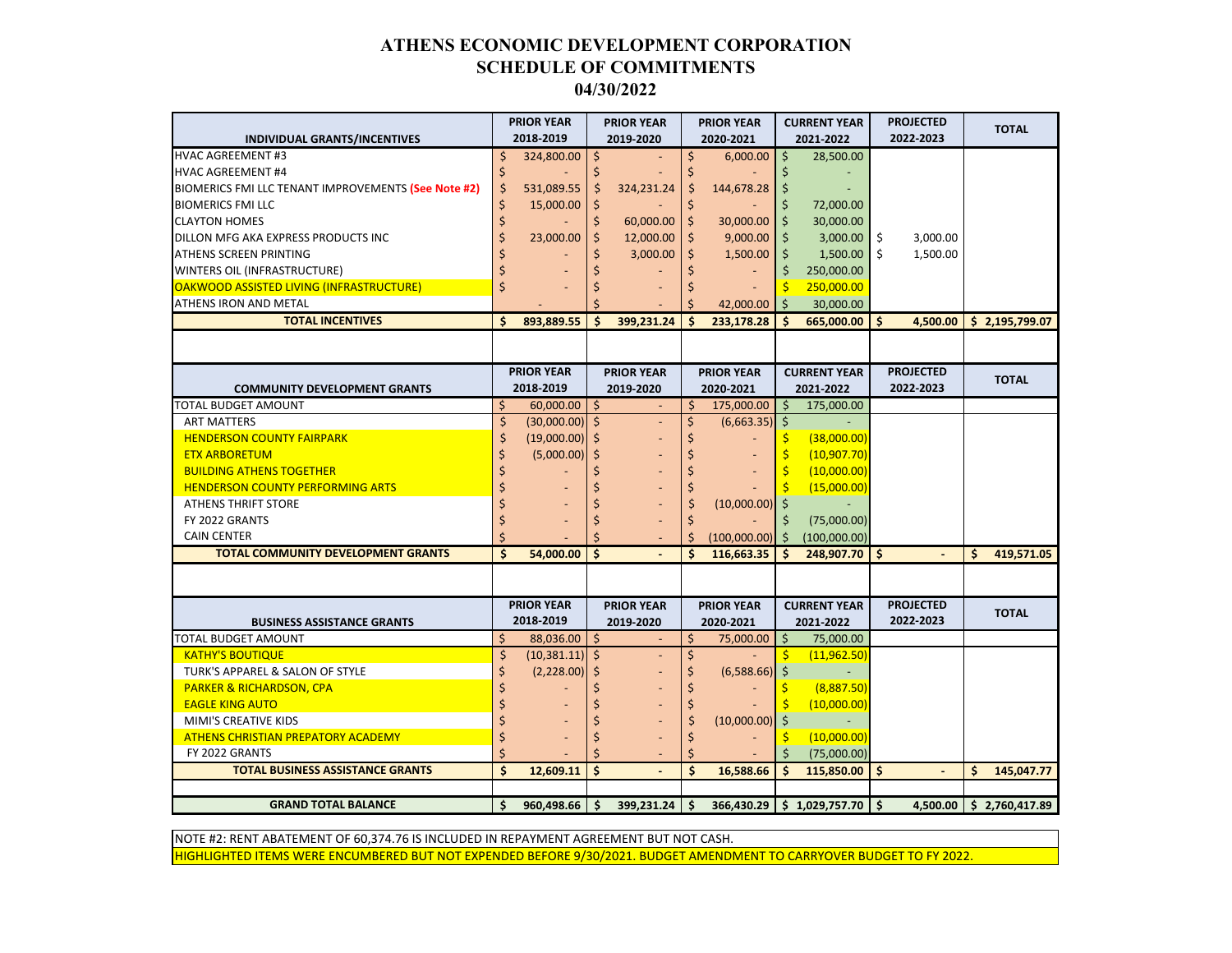# ATHENS ECONOMIC DEVELOPMENT CORPORATION

## SCHEDULE OF COMMITMENTS

### 04/30/2022

| INDIVIDUAL GRANTS/INCENTIVES | PRIOR YEAR 2018-2019 | PRIOR YEAR 2019-2020 | PRIOR YEAR 2020-2021 | CURRENT YEAR 2021-2022 | PROJECTED 2022-2023 | TOTAL |
|---|---|---|---|---|---|---|
| HVAC AGREEMENT #3 | $ 324,800.00 | $ - | $ 6,000.00 | $ 28,500.00 | | |
| HVAC AGREEMENT #4 | $ - | $ - | $ - | $ - | | |
| BIOMERICS FMI LLC TENANT IMPROVEMENTS (See Note #2) | $ 531,089.55 | $ 324,231.24 | $ 144,678.28 | $ - | | |
| BIOMERICS FMI LLC | $ 15,000.00 | $ - | $ - | $ 72,000.00 | | |
| CLAYTON HOMES | $ - | $ 60,000.00 | $ 30,000.00 | $ 30,000.00 | | |
| DILLON MFG AKA EXPRESS PRODUCTS INC | $ 23,000.00 | $ 12,000.00 | $ 9,000.00 | $ 3,000.00 | $ 3,000.00 | |
| ATHENS SCREEN PRINTING | $ - | $ 3,000.00 | $ 1,500.00 | $ 1,500.00 | $ 1,500.00 | |
| WINTERS OIL (INFRASTRUCTURE) | $ - | $ - | $ - | $ 250,000.00 | | |
| OAKWOOD ASSISTED LIVING (INFRASTRUCTURE) | $ - | $ - | $ - | $ 250,000.00 | | |
| ATHENS IRON AND METAL | - | $ - | $ 42,000.00 | $ 30,000.00 | | |
| **TOTAL INCENTIVES** | **$ 893,889.55** | **$ 399,231.24** | **$ 233,178.28** | **$ 665,000.00** | **$ 4,500.00** | **$ 2,195,799.07** |

| COMMUNITY DEVELOPMENT GRANTS | PRIOR YEAR 2018-2019 | PRIOR YEAR 2019-2020 | PRIOR YEAR 2020-2021 | CURRENT YEAR 2021-2022 | PROJECTED 2022-2023 | TOTAL |
|---|---|---|---|---|---|---|
| TOTAL BUDGET AMOUNT | $ 60,000.00 | $ - | $ 175,000.00 | $ 175,000.00 | | |
| ART MATTERS | $ (30,000.00) | $ - | $ (6,663.35) | $ - | | |
| HENDERSON COUNTY FAIRPARK | $ (19,000.00) | $ - | $ - | $ (38,000.00) | | |
| ETX ARBORETUM | $ (5,000.00) | $ - | $ - | $ (10,907.70) | | |
| BUILDING ATHENS TOGETHER | $ - | $ - | $ - | $ (10,000.00) | | |
| HENDERSON COUNTY PERFORMING ARTS | $ - | $ - | $ - | $ (15,000.00) | | |
| ATHENS THRIFT STORE | $ - | $ - | $ (10,000.00) | $ - | | |
| FY 2022 GRANTS | $ - | $ - | $ - | $ (75,000.00) | | |
| CAIN CENTER | $ - | $ - | $ (100,000.00) | $ (100,000.00) | | |
| **TOTAL COMMUNITY DEVELOPMENT GRANTS** | **$ 54,000.00** | **$ -** | **$ 116,663.35** | **$ 248,907.70** | **$ -** | **$ 419,571.05** |

| BUSINESS ASSISTANCE GRANTS | PRIOR YEAR 2018-2019 | PRIOR YEAR 2019-2020 | PRIOR YEAR 2020-2021 | CURRENT YEAR 2021-2022 | PROJECTED 2022-2023 | TOTAL |
|---|---|---|---|---|---|---|
| TOTAL BUDGET AMOUNT | $ 88,036.00 | $ - | $ 75,000.00 | $ 75,000.00 | | |
| KATHY'S BOUTIQUE | $ (10,381.11) | $ - | $ - | $ (11,962.50) | | |
| TURK'S APPAREL & SALON OF STYLE | $ (2,228.00) | $ - | $ (6,588.66) | $ - | | |
| PARKER & RICHARDSON, CPA | $ - | $ - | $ - | $ (8,887.50) | | |
| EAGLE KING AUTO | $ - | $ - | $ - | $ (10,000.00) | | |
| MIMI'S CREATIVE KIDS | $ - | $ - | $ (10,000.00) | $ - | | |
| ATHENS CHRISTIAN PREPATORY ACADEMY | $ - | $ - | $ - | $ (10,000.00) | | |
| FY 2022 GRANTS | $ - | $ - | $ - | $ (75,000.00) | | |
| **TOTAL BUSINESS ASSISTANCE GRANTS** | **$ 12,609.11** | **$ -** | **$ 16,588.66** | **$ 115,850.00** | **$ -** | **$ 145,047.77** |
| | | | | | | |
| **GRAND TOTAL BALANCE** | **$ 960,498.66** | **$ 399,231.24** | **$ 366,430.29** | **$ 1,029,757.70** | **$ 4,500.00** | **$ 2,760,417.89** |

NOTE #2: RENT ABATEMENT OF 60,374.76 IS INCLUDED IN REPAYMENT AGREEMENT BUT NOT CASH.

HIGHLIGHTED ITEMS WERE ENCUMBERED BUT NOT EXPENDED BEFORE 9/30/2021. BUDGET AMENDMENT TO CARRYOVER BUDGET TO FY 2022.